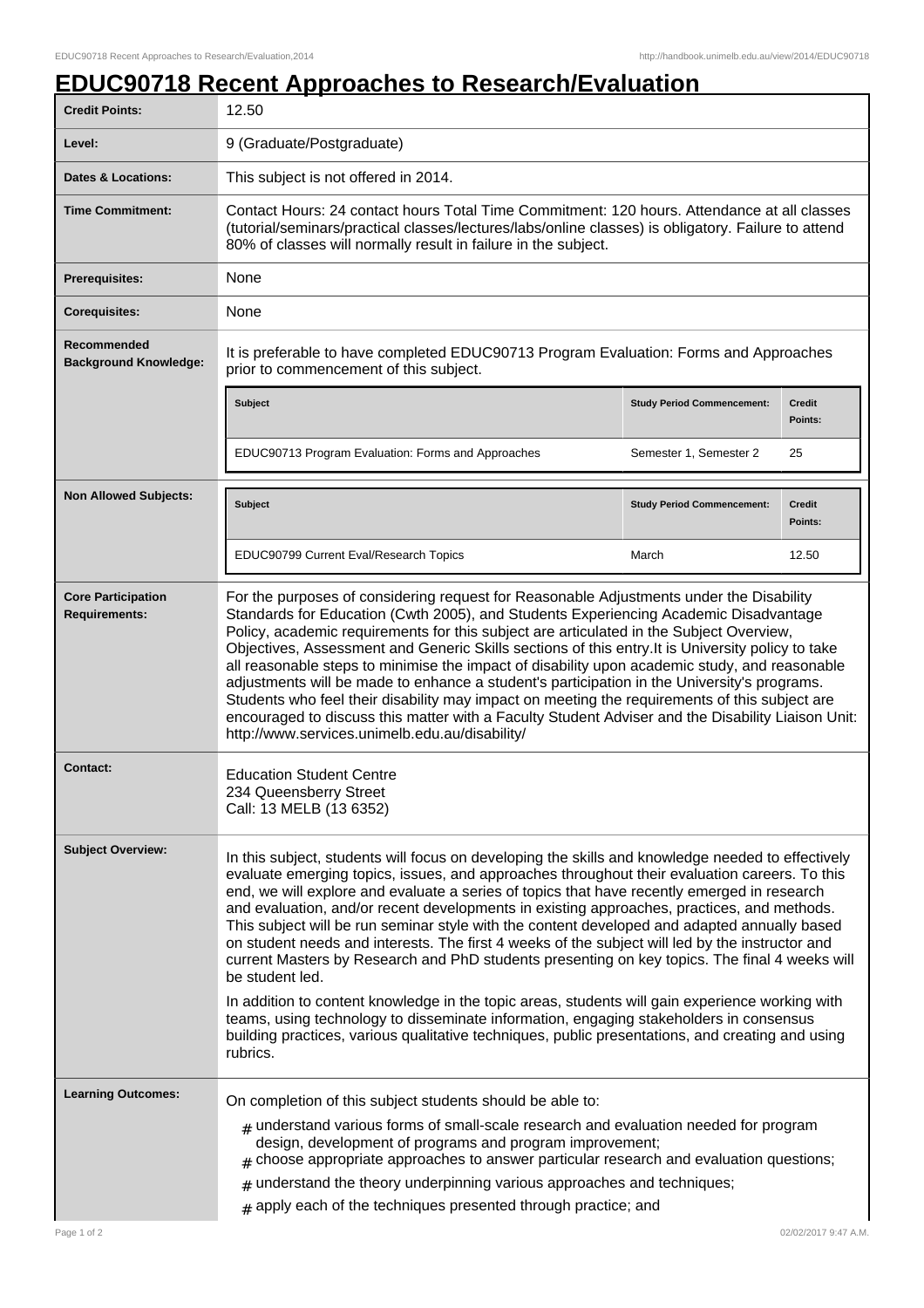# EDUC90718 Recent Approaches to Research/Evaluation

| | |
|---|---|
| **Credit Points:** | 12.50 |
| **Level:** | 9 (Graduate/Postgraduate) |
| **Dates & Locations:** | This subject is not offered in 2014. |
| **Time Commitment:** | Contact Hours: 24 contact hours Total Time Commitment: 120 hours. Attendance at all classes (tutorial/seminars/practical classes/lectures/labs/online classes) is obligatory. Failure to attend 80% of classes will normally result in failure in the subject. |
| **Prerequisites:** | None |
| **Corequisites:** | None |
| **Recommended Background Knowledge:** | It is preferable to have completed EDUC90713 Program Evaluation: Forms and Approaches prior to commencement of this subject. |

| Subject | Study Period Commencement: | Credit Points: |
|---|---|---|
| EDUC90713 Program Evaluation: Forms and Approaches | Semester 1, Semester 2 | 25 |

**Non Allowed Subjects:**

| Subject | Study Period Commencement: | Credit Points: |
|---|---|---|
| EDUC90799 Current Eval/Research Topics | March | 12.50 |

**Core Participation Requirements:**

For the purposes of considering request for Reasonable Adjustments under the Disability Standards for Education (Cwth 2005), and Students Experiencing Academic Disadvantage Policy, academic requirements for this subject are articulated in the Subject Overview, Objectives, Assessment and Generic Skills sections of this entry.It is University policy to take all reasonable steps to minimise the impact of disability upon academic study, and reasonable adjustments will be made to enhance a student's participation in the University's programs. Students who feel their disability may impact on meeting the requirements of this subject are encouraged to discuss this matter with a Faculty Student Adviser and the Disability Liaison Unit: http://www.services.unimelb.edu.au/disability/

**Contact:**

Education Student Centre
234 Queensberry Street
Call: 13 MELB (13 6352)

**Subject Overview:**

In this subject, students will focus on developing the skills and knowledge needed to effectively evaluate emerging topics, issues, and approaches throughout their evaluation careers. To this end, we will explore and evaluate a series of topics that have recently emerged in research and evaluation, and/or recent developments in existing approaches, practices, and methods. This subject will be run seminar style with the content developed and adapted annually based on student needs and interests. The first 4 weeks of the subject will led by the instructor and current Masters by Research and PhD students presenting on key topics. The final 4 weeks will be student led.

In addition to content knowledge in the topic areas, students will gain experience working with teams, using technology to disseminate information, engaging stakeholders in consensus building practices, various qualitative techniques, public presentations, and creating and using rubrics.

**Learning Outcomes:**

On completion of this subject students should be able to:

- understand various forms of small-scale research and evaluation needed for program design, development of programs and program improvement;
- choose appropriate approaches to answer particular research and evaluation questions;
- understand the theory underpinning various approaches and techniques;
- apply each of the techniques presented through practice; and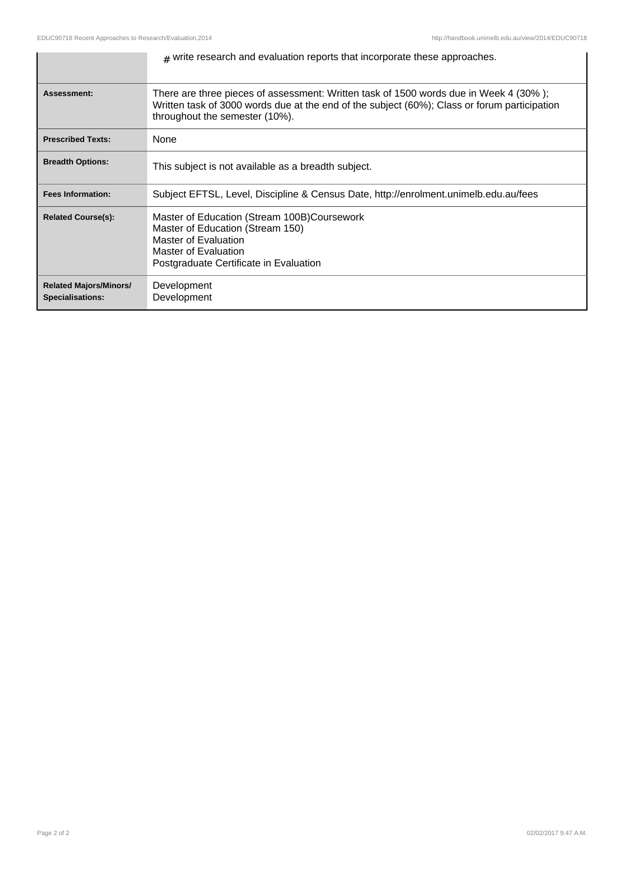| | |
|---|---|
| | # write research and evaluation reports that incorporate these approaches. |
| **Assessment:** | There are three pieces of assessment: Written task of 1500 words due in Week 4 (30% ); Written task of 3000 words due at the end of the subject (60%); Class or forum participation throughout the semester (10%). |
| **Prescribed Texts:** | None |
| **Breadth Options:** | This subject is not available as a breadth subject. |
| **Fees Information:** | Subject EFTSL, Level, Discipline & Census Date, http://enrolment.unimelb.edu.au/fees |
| **Related Course(s):** | Master of Education (Stream 100B)Coursework<br>Master of Education (Stream 150)<br>Master of Evaluation<br>Master of Evaluation<br>Postgraduate Certificate in Evaluation |
| **Related Majors/Minors/ Specialisations:** | Development<br>Development |